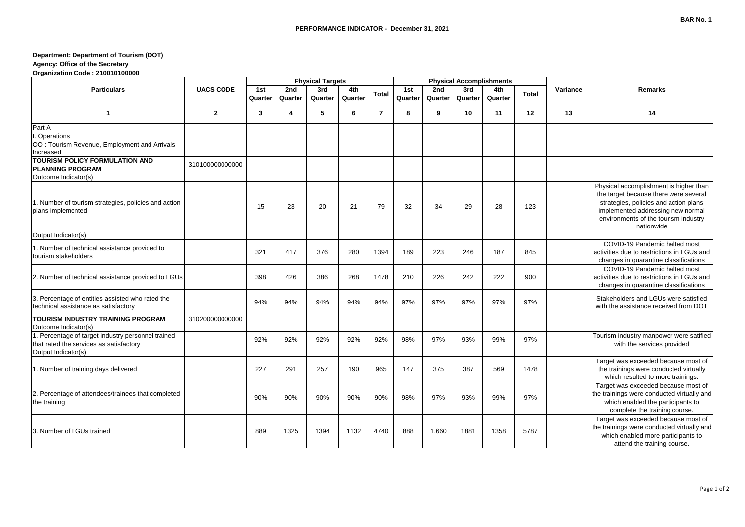BAR No. 1

**PERFORMANCE INDICATOR - December 31, 2021**

**Department: Department of Tourism (DOT)**
**Agency: Office of the Secretary**
**Organization Code : 210010100000**

| Particulars | UACS CODE | Physical Targets | | | | | Physical Accomplishments | | | | | Variance | Remarks |
|---|---|---|---|---|---|---|---|---|---|---|---|---|---|
| | | 1st Quarter | 2nd Quarter | 3rd Quarter | 4th Quarter | Total | 1st Quarter | 2nd Quarter | 3rd Quarter | 4th Quarter | Total | | |
| 1 | 2 | 3 | 4 | 5 | 6 | 7 | 8 | 9 | 10 | 11 | 12 | 13 | 14 |
| Part A | | | | | | | | | | | | | |
| I. Operations | | | | | | | | | | | | | |
| OO : Tourism Revenue, Employment and Arrivals Increased | | | | | | | | | | | | | |
| **TOURISM POLICY FORMULATION AND PLANNING PROGRAM** | 310100000000000 | | | | | | | | | | | | |
| Outcome Indicator(s) | | | | | | | | | | | | | |
| 1. Number of tourism strategies, policies and action plans implemented | | 15 | 23 | 20 | 21 | 79 | 32 | 34 | 29 | 28 | 123 | | Physical accomplishment is higher than the target because there were several strategies, policies and action plans implemented addressing new normal environments of the tourism industry nationwide |
| Output Indicator(s) | | | | | | | | | | | | | |
| 1. Number of technical assistance provided to tourism stakeholders | | 321 | 417 | 376 | 280 | 1394 | 189 | 223 | 246 | 187 | 845 | | COVID-19 Pandemic halted most activities due to restrictions in LGUs and changes in quarantine classifications |
| 2. Number of technical assistance provided to LGUs | | 398 | 426 | 386 | 268 | 1478 | 210 | 226 | 242 | 222 | 900 | | COVID-19 Pandemic halted most activities due to restrictions in LGUs and changes in quarantine classifications |
| 3. Percentage of entities assisted who rated the technical assistance as satisfactory | | 94% | 94% | 94% | 94% | 94% | 97% | 97% | 97% | 97% | 97% | | Stakeholders and LGUs were satisfied with the assistance received from DOT |
| **TOURISM INDUSTRY TRAINING PROGRAM** | 310200000000000 | | | | | | | | | | | | |
| Outcome Indicator(s) | | | | | | | | | | | | | |
| 1. Percentage of target industry personnel trained that rated the services as satisfactory | | 92% | 92% | 92% | 92% | 92% | 98% | 97% | 93% | 99% | 97% | | Tourism industry manpower were satified with the services provided |
| Output Indicator(s) | | | | | | | | | | | | | |
| 1. Number of training days delivered | | 227 | 291 | 257 | 190 | 965 | 147 | 375 | 387 | 569 | 1478 | | Target was exceeded because most of the trainings were conducted virtually which resulted to more trainings. |
| 2. Percentage of attendees/trainees that completed the training | | 90% | 90% | 90% | 90% | 90% | 98% | 97% | 93% | 99% | 97% | | Target was exceeded because most of the trainings were conducted virtually and which enabled the participants to complete the training course. |
| 3. Number of LGUs trained | | 889 | 1325 | 1394 | 1132 | 4740 | 888 | 1,660 | 1881 | 1358 | 5787 | | Target was exceeded because most of the trainings were conducted virtually and which enabled more participants to attend the training course. |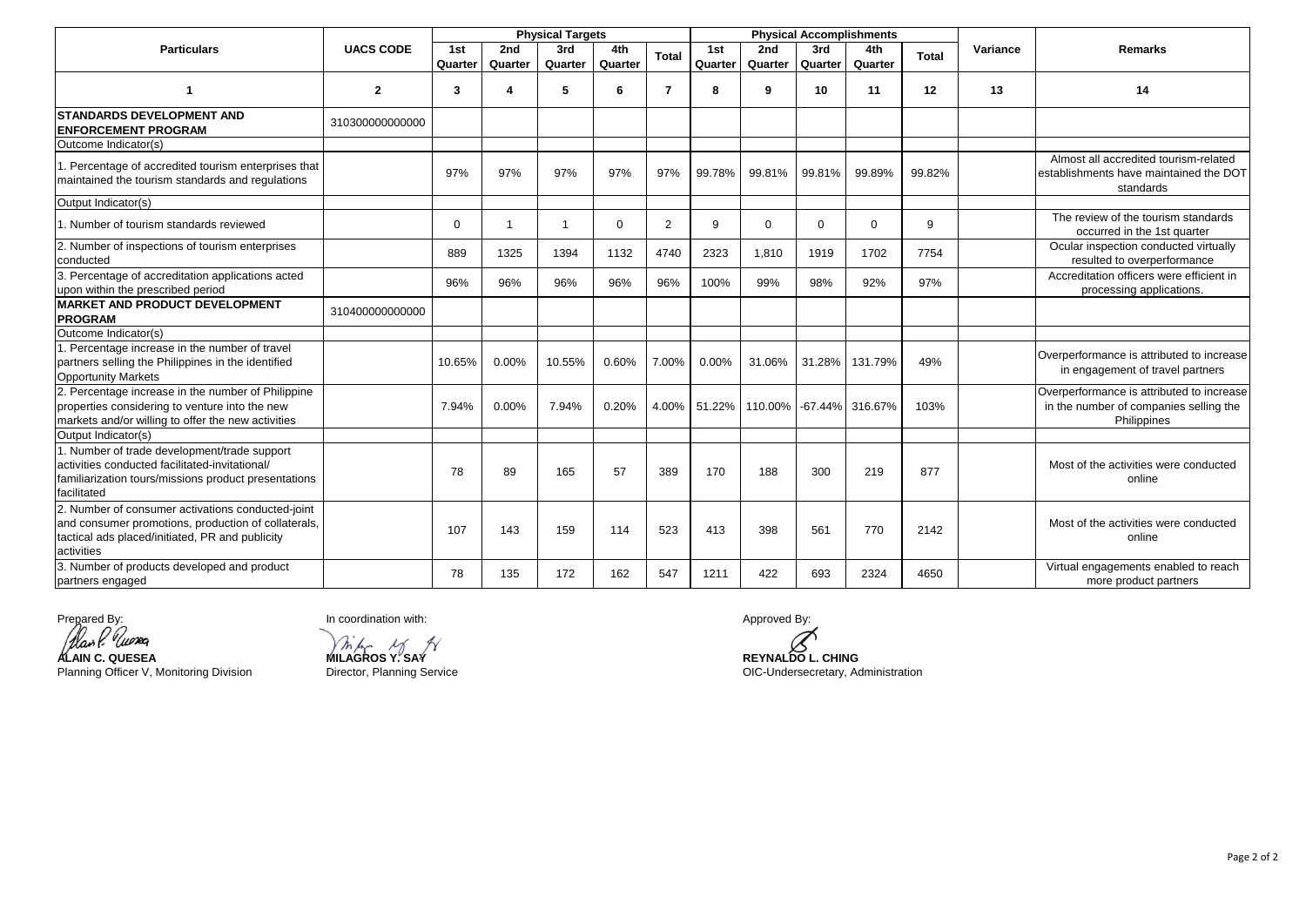| Particulars | UACS CODE | Physical Targets | | | | | Physical Accomplishments | | | | | Variance | Remarks |
|---|---|---|---|---|---|---|---|---|---|---|---|---|---|
| | | 1st Quarter | 2nd Quarter | 3rd Quarter | 4th Quarter | Total | 1st Quarter | 2nd Quarter | 3rd Quarter | 4th Quarter | Total | | |
| 1 | 2 | 3 | 4 | 5 | 6 | 7 | 8 | 9 | 10 | 11 | 12 | 13 | 14 |
| **STANDARDS DEVELOPMENT AND ENFORCEMENT PROGRAM** | 310300000000000 | | | | | | | | | | | | |
| Outcome Indicator(s) | | | | | | | | | | | | | |
| 1. Percentage of accredited tourism enterprises that maintained the tourism standards and regulations | | 97% | 97% | 97% | 97% | 97% | 99.78% | 99.81% | 99.81% | 99.89% | 99.82% | | Almost all accredited tourism-related establishments have maintained the DOT standards |
| Output Indicator(s) | | | | | | | | | | | | | |
| 1. Number of tourism standards reviewed | | 0 | 1 | 1 | 0 | 2 | 9 | 0 | 0 | 0 | 9 | | The review of the tourism standards occurred in the 1st quarter |
| 2. Number of inspections of tourism enterprises conducted | | 889 | 1325 | 1394 | 1132 | 4740 | 2323 | 1,810 | 1919 | 1702 | 7754 | | Ocular inspection conducted virtually resulted to overperformance |
| 3. Percentage of accreditation applications acted upon within the prescribed period | | 96% | 96% | 96% | 96% | 96% | 100% | 99% | 98% | 92% | 97% | | Accreditation officers were efficient in processing applications. |
| **MARKET AND PRODUCT DEVELOPMENT PROGRAM** | 310400000000000 | | | | | | | | | | | | |
| Outcome Indicator(s) | | | | | | | | | | | | | |
| 1. Percentage increase in the number of travel partners selling the Philippines in the identified Opportunity Markets | | 10.65% | 0.00% | 10.55% | 0.60% | 7.00% | 0.00% | 31.06% | 31.28% | 131.79% | 49% | | Overperformance is attributed to increase in engagement of travel partners |
| 2. Percentage increase in the number of Philippine properties considering to venture into the new markets and/or willing to offer the new activities | | 7.94% | 0.00% | 7.94% | 0.20% | 4.00% | 51.22% | 110.00% | -67.44% | 316.67% | 103% | | Overperformance is attributed to increase in the number of companies selling the Philippines |
| Output Indicator(s) | | | | | | | | | | | | | |
| 1. Number of trade development/trade support activities conducted facilitated-invitational/ familiarization tours/missions product presentations facilitated | | 78 | 89 | 165 | 57 | 389 | 170 | 188 | 300 | 219 | 877 | | Most of the activities were conducted online |
| 2. Number of consumer activations conducted-joint and consumer promotions, production of collaterals, tactical ads placed/initiated, PR and publicity activities | | 107 | 143 | 159 | 114 | 523 | 413 | 398 | 561 | 770 | 2142 | | Most of the activities were conducted online |
| 3. Number of products developed and product partners engaged | | 78 | 135 | 172 | 162 | 547 | 1211 | 422 | 693 | 2324 | 4650 | | Virtual engagements enabled to reach more product partners |

Prepared By:

**ALAIN C. QUESEA**
Planning Officer V, Monitoring Division

In coordination with:

**MILAGROS Y. SAY**
Director, Planning Service

Approved By:

**REYNALDO L. CHING**
OIC-Undersecretary, Administration